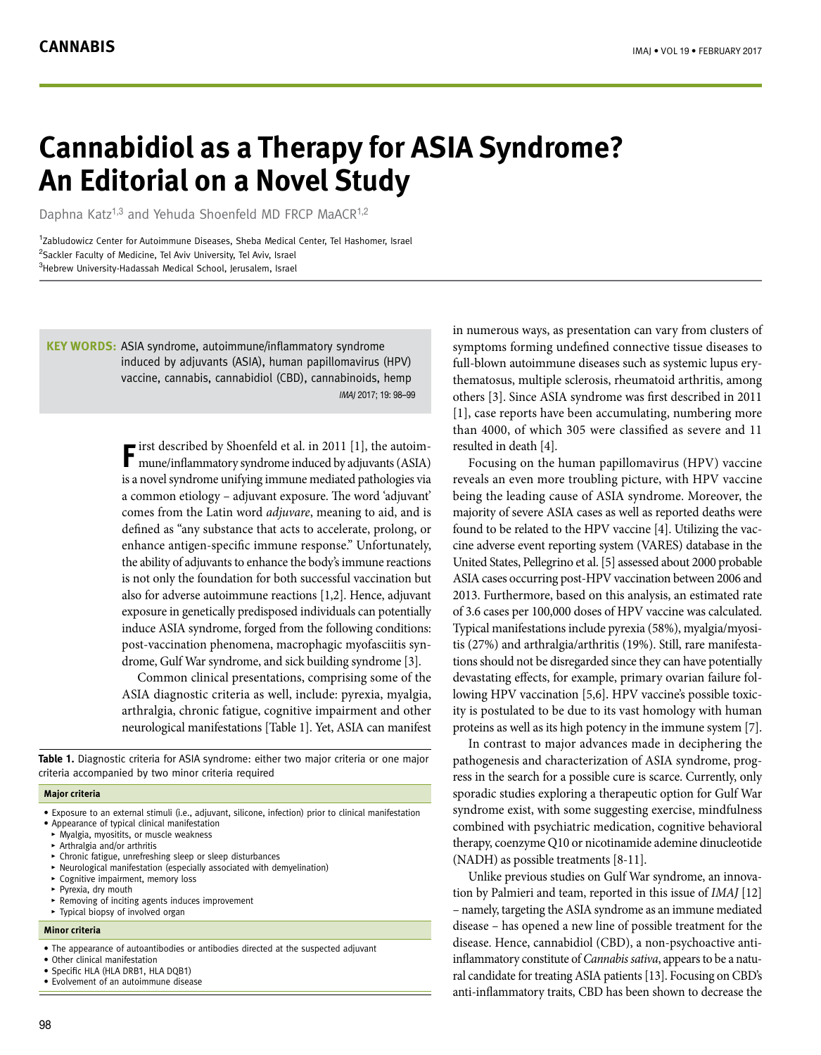# Cannabidiol as a Therapy for ASIA Syndrome? An Editorial on a Novel Study

Daphna Katz[1,3] and Yehuda Shoenfeld MD FRCP MaACR[1,2]

[1]Zabludowicz Center for Autoimmune Diseases, Sheba Medical Center, Tel Hashomer, Israel
[2]Sackler Faculty of Medicine, Tel Aviv University, Tel Aviv, Israel
[3]Hebrew University-Hadassah Medical School, Jerusalem, Israel

**KEY WORDS:** ASIA syndrome, autoimmune/inflammatory syndrome induced by adjuvants (ASIA), human papillomavirus (HPV) vaccine, cannabis, cannabidiol (CBD), cannabinoids, hemp

*IMAJ* 2017; 19: 98–99

First described by Shoenfeld et al. in 2011 [1], the autoimmune/inflammatory syndrome induced by adjuvants (ASIA) is a novel syndrome unifying immune mediated pathologies via a common etiology – adjuvant exposure. The word 'adjuvant' comes from the Latin word *adjuvare*, meaning to aid, and is defined as "any substance that acts to accelerate, prolong, or enhance antigen-specific immune response." Unfortunately, the ability of adjuvants to enhance the body's immune reactions is not only the foundation for both successful vaccination but also for adverse autoimmune reactions [1,2]. Hence, adjuvant exposure in genetically predisposed individuals can potentially induce ASIA syndrome, forged from the following conditions: post-vaccination phenomena, macrophagic myofasciitis syndrome, Gulf War syndrome, and sick building syndrome [3].

Common clinical presentations, comprising some of the ASIA diagnostic criteria as well, include: pyrexia, myalgia, arthralgia, chronic fatigue, cognitive impairment and other neurological manifestations [Table 1]. Yet, ASIA can manifest in numerous ways, as presentation can vary from clusters of symptoms forming undefined connective tissue diseases to full-blown autoimmune diseases such as systemic lupus erythematosus, multiple sclerosis, rheumatoid arthritis, among others [3]. Since ASIA syndrome was first described in 2011 [1], case reports have been accumulating, numbering more than 4000, of which 305 were classified as severe and 11 resulted in death [4].

**Table 1.** Diagnostic criteria for ASIA syndrome: either two major criteria or one major criteria accompanied by two minor criteria required

**Major criteria**

- Exposure to an external stimuli (i.e., adjuvant, silicone, infection) prior to clinical manifestation
- Appearance of typical clinical manifestation
  - Myalgia, myositits, or muscle weakness
  - Arthralgia and/or arthritis
  - Chronic fatigue, unrefreshing sleep or sleep disturbances
  - Neurological manifestation (especially associated with demyelination)
  - Cognitive impairment, memory loss
  - Pyrexia, dry mouth
  - Removing of inciting agents induces improvement
  - Typical biopsy of involved organ

**Minor criteria**

- The appearance of autoantibodies or antibodies directed at the suspected adjuvant
- Other clinical manifestation
- Specific HLA (HLA DRB1, HLA DQB1)
- Evolvement of an autoimmune disease

Focusing on the human papillomavirus (HPV) vaccine reveals an even more troubling picture, with HPV vaccine being the leading cause of ASIA syndrome. Moreover, the majority of severe ASIA cases as well as reported deaths were found to be related to the HPV vaccine [4]. Utilizing the vaccine adverse event reporting system (VARES) database in the United States, Pellegrino et al. [5] assessed about 2000 probable ASIA cases occurring post-HPV vaccination between 2006 and 2013. Furthermore, based on this analysis, an estimated rate of 3.6 cases per 100,000 doses of HPV vaccine was calculated. Typical manifestations include pyrexia (58%), myalgia/myositis (27%) and arthralgia/arthritis (19%). Still, rare manifestations should not be disregarded since they can have potentially devastating effects, for example, primary ovarian failure following HPV vaccination [5,6]. HPV vaccine's possible toxicity is postulated to be due to its vast homology with human proteins as well as its high potency in the immune system [7].

In contrast to major advances made in deciphering the pathogenesis and characterization of ASIA syndrome, progress in the search for a possible cure is scarce. Currently, only sporadic studies exploring a therapeutic option for Gulf War syndrome exist, with some suggesting exercise, mindfulness combined with psychiatric medication, cognitive behavioral therapy, coenzyme Q10 or nicotinamide ademine dinucleotide (NADH) as possible treatments [8-11].

Unlike previous studies on Gulf War syndrome, an innovation by Palmieri and team, reported in this issue of *IMAJ* [12] – namely, targeting the ASIA syndrome as an immune mediated disease – has opened a new line of possible treatment for the disease. Hence, cannabidiol (CBD), a non-psychoactive anti-inflammatory constitute of *Cannabis sativa*, appears to be a natural candidate for treating ASIA patients [13]. Focusing on CBD's anti-inflammatory traits, CBD has been shown to decrease the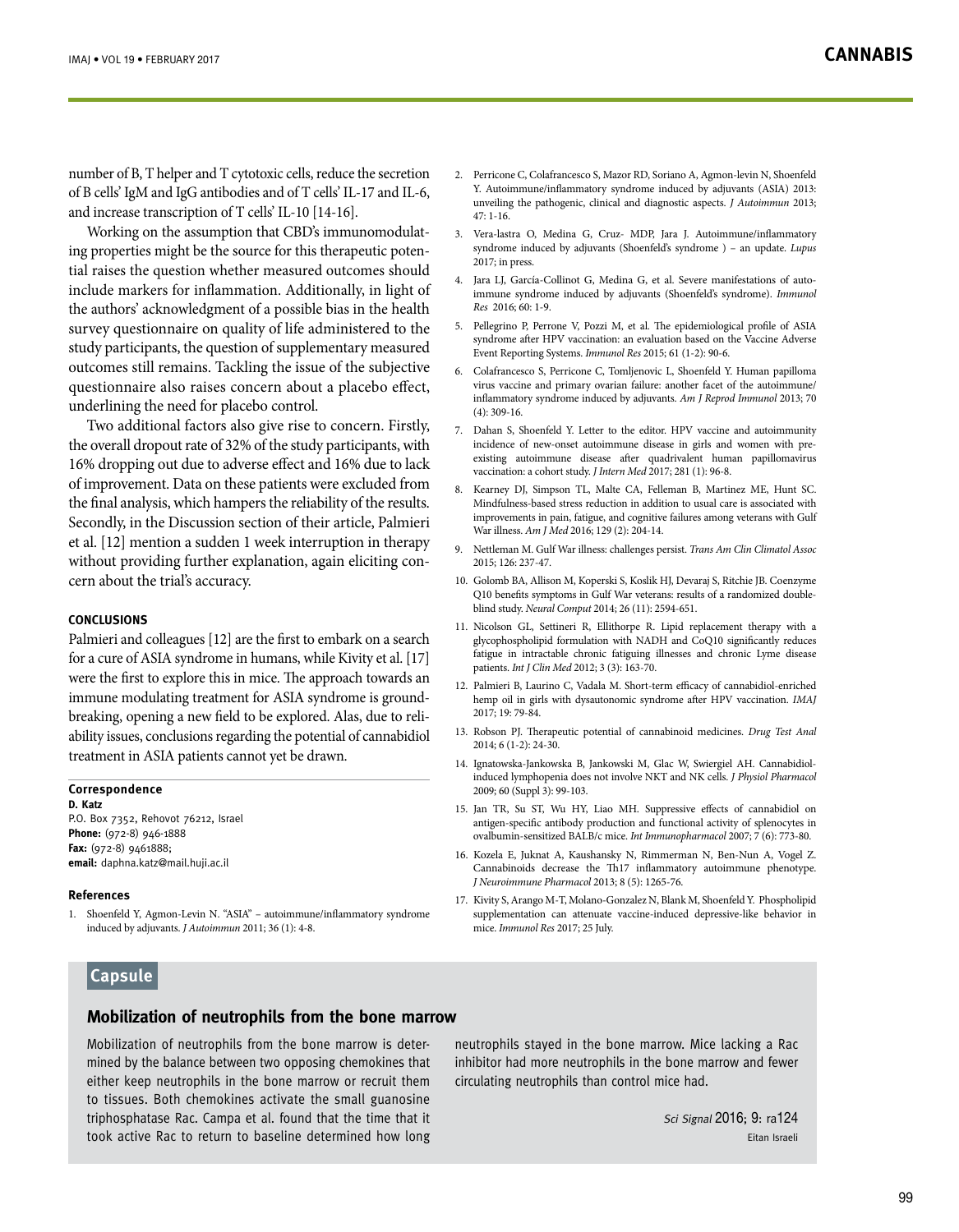number of B, T helper and T cytotoxic cells, reduce the secretion of B cells' IgM and IgG antibodies and of T cells' IL-17 and IL-6, and increase transcription of T cells' IL-10 [14-16].

Working on the assumption that CBD's immunomodulating properties might be the source for this therapeutic potential raises the question whether measured outcomes should include markers for inflammation. Additionally, in light of the authors' acknowledgment of a possible bias in the health survey questionnaire on quality of life administered to the study participants, the question of supplementary measured outcomes still remains. Tackling the issue of the subjective questionnaire also raises concern about a placebo effect, underlining the need for placebo control.

Two additional factors also give rise to concern. Firstly, the overall dropout rate of 32% of the study participants, with 16% dropping out due to adverse effect and 16% due to lack of improvement. Data on these patients were excluded from the final analysis, which hampers the reliability of the results. Secondly, in the Discussion section of their article, Palmieri et al. [12] mention a sudden 1 week interruption in therapy without providing further explanation, again eliciting concern about the trial's accuracy.

### CONCLUSIONS

Palmieri and colleagues [12] are the first to embark on a search for a cure of ASIA syndrome in humans, while Kivity et al. [17] were the first to explore this in mice. The approach towards an immune modulating treatment for ASIA syndrome is groundbreaking, opening a new field to be explored. Alas, due to reliability issues, conclusions regarding the potential of cannabidiol treatment in ASIA patients cannot yet be drawn.

**Correspondence**
**D. Katz**
P.O. Box 7352, Rehovot 76212, Israel
**Phone:** (972-8) 946-1888
**Fax:** (972-8) 9461888;
**email:** daphna.katz@mail.huji.ac.il

### References

1. Shoenfeld Y, Agmon-Levin N. "ASIA" – autoimmune/inflammatory syndrome induced by adjuvants. *J Autoimmun* 2011; 36 (1): 4-8.
2. Perricone C, Colafrancesco S, Mazor RD, Soriano A, Agmon-levin N, Shoenfeld Y. Autoimmune/inflammatory syndrome induced by adjuvants (ASIA) 2013: unveiling the pathogenic, clinical and diagnostic aspects. *J Autoimmun* 2013; 47: 1-16.
3. Vera-lastra O, Medina G, Cruz- MDP, Jara J. Autoimmune/inflammatory syndrome induced by adjuvants (Shoenfeld's syndrome ) – an update. *Lupus* 2017; in press.
4. Jara LJ, García-Collinot G, Medina G, et al. Severe manifestations of autoimmune syndrome induced by adjuvants (Shoenfeld's syndrome). *Immunol Res* 2016; 60: 1-9.
5. Pellegrino P, Perrone V, Pozzi M, et al. The epidemiological profile of ASIA syndrome after HPV vaccination: an evaluation based on the Vaccine Adverse Event Reporting Systems. *Immunol Res* 2015; 61 (1-2): 90-6.
6. Colafrancesco S, Perricone C, Tomljenovic L, Shoenfeld Y. Human papilloma virus vaccine and primary ovarian failure: another facet of the autoimmune/inflammatory syndrome induced by adjuvants. *Am J Reprod Immunol* 2013; 70 (4): 309-16.
7. Dahan S, Shoenfeld Y. Letter to the editor. HPV vaccine and autoimmunity incidence of new-onset autoimmune disease in girls and women with pre-existing autoimmune disease after quadrivalent human papillomavirus vaccination: a cohort study. *J Intern Med* 2017; 281 (1): 96-8.
8. Kearney DJ, Simpson TL, Malte CA, Felleman B, Martinez ME, Hunt SC. Mindfulness-based stress reduction in addition to usual care is associated with improvements in pain, fatigue, and cognitive failures among veterans with Gulf War illness. *Am J Med* 2016; 129 (2): 204-14.
9. Nettleman M. Gulf War illness: challenges persist. *Trans Am Clin Climatol Assoc* 2015; 126: 237-47.
10. Golomb BA, Allison M, Koperski S, Koslik HJ, Devaraj S, Ritchie JB. Coenzyme Q10 benefits symptoms in Gulf War veterans: results of a randomized double-blind study. *Neural Comput* 2014; 26 (11): 2594-651.
11. Nicolson GL, Settineri R, Ellithorpe R. Lipid replacement therapy with a glycophospholipid formulation with NADH and CoQ10 significantly reduces fatigue in intractable chronic fatiguing illnesses and chronic Lyme disease patients. *Int J Clin Med* 2012; 3 (3): 163-70.
12. Palmieri B, Laurino C, Vadala M. Short-term efficacy of cannabidiol-enriched hemp oil in girls with dysautonomic syndrome after HPV vaccination. *IMAJ* 2017; 19: 79-84.
13. Robson PJ. Therapeutic potential of cannabinoid medicines. *Drug Test Anal* 2014; 6 (1-2): 24-30.
14. Ignatowska-Jankowska B, Jankowski M, Glac W, Swiergiel AH. Cannabidiol-induced lymphopenia does not involve NKT and NK cells. *J Physiol Pharmacol* 2009; 60 (Suppl 3): 99-103.
15. Jan TR, Su ST, Wu HY, Liao MH. Suppressive effects of cannabidiol on antigen-specific antibody production and functional activity of splenocytes in ovalbumin-sensitized BALB/c mice. *Int Immunopharmacol* 2007; 7 (6): 773-80.
16. Kozela E, Juknat A, Kaushansky N, Rimmerman N, Ben-Nun A, Vogel Z. Cannabinoids decrease the Th17 inflammatory autoimmune phenotype. *J Neuroimmune Pharmacol* 2013; 8 (5): 1265-76.
17. Kivity S, Arango M-T, Molano-Gonzalez N, Blank M, Shoenfeld Y. Phospholipid supplementation can attenuate vaccine-induced depressive-like behavior in mice. *Immunol Res* 2017; 25 July.

## Capsule

### Mobilization of neutrophils from the bone marrow

Mobilization of neutrophils from the bone marrow is determined by the balance between two opposing chemokines that either keep neutrophils in the bone marrow or recruit them to tissues. Both chemokines activate the small guanosine triphosphatase Rac. Campa et al. found that the time that it took active Rac to return to baseline determined how long neutrophils stayed in the bone marrow. Mice lacking a Rac inhibitor had more neutrophils in the bone marrow and fewer circulating neutrophils than control mice had.

*Sci Signal* 2016; 9: ra124
Eitan Israeli